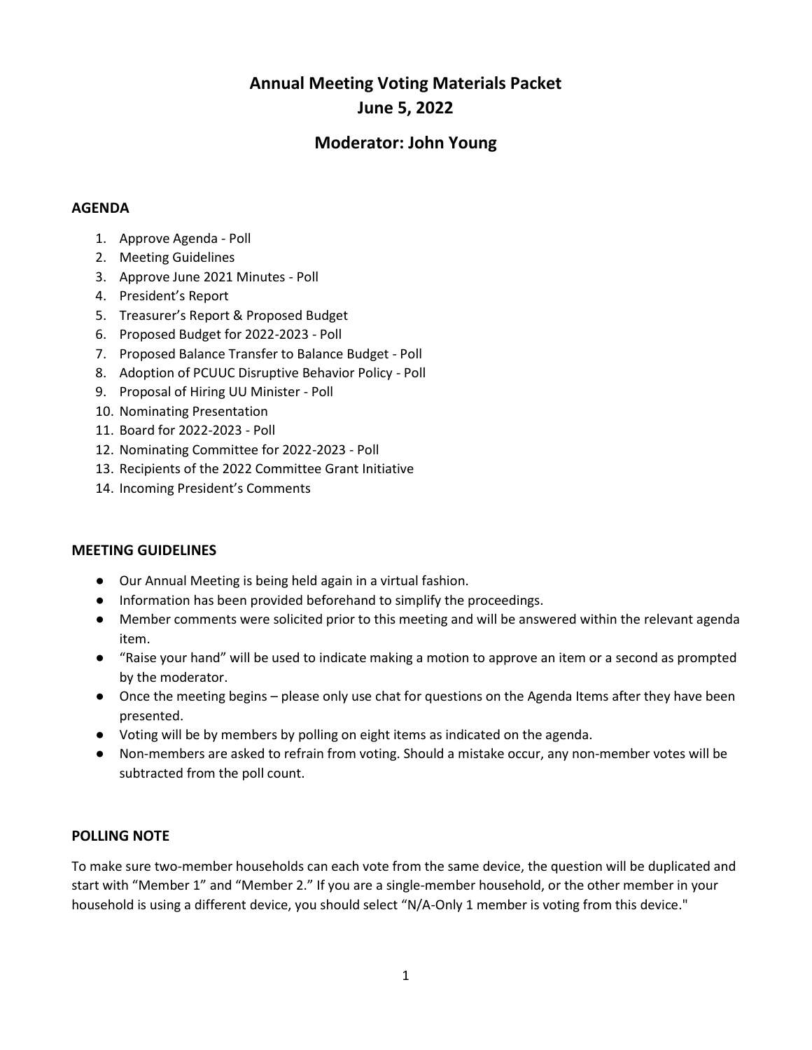# Annual Meeting Voting Materials Packet
# June 5, 2022

## Moderator: John Young

### AGENDA

1. Approve Agenda - Poll
2. Meeting Guidelines
3. Approve June 2021 Minutes - Poll
4. President's Report
5. Treasurer's Report & Proposed Budget
6. Proposed Budget for 2022-2023 - Poll
7. Proposed Balance Transfer to Balance Budget - Poll
8. Adoption of PCUUC Disruptive Behavior Policy - Poll
9. Proposal of Hiring UU Minister - Poll
10. Nominating Presentation
11. Board for 2022-2023 - Poll
12. Nominating Committee for 2022-2023 - Poll
13. Recipients of the 2022 Committee Grant Initiative
14. Incoming President's Comments

### MEETING GUIDELINES

- Our Annual Meeting is being held again in a virtual fashion.
- Information has been provided beforehand to simplify the proceedings.
- Member comments were solicited prior to this meeting and will be answered within the relevant agenda item.
- "Raise your hand" will be used to indicate making a motion to approve an item or a second as prompted by the moderator.
- Once the meeting begins – please only use chat for questions on the Agenda Items after they have been presented.
- Voting will be by members by polling on eight items as indicated on the agenda.
- Non-members are asked to refrain from voting. Should a mistake occur, any non-member votes will be subtracted from the poll count.

### POLLING NOTE

To make sure two-member households can each vote from the same device, the question will be duplicated and start with "Member 1" and "Member 2." If you are a single-member household, or the other member in your household is using a different device, you should select "N/A-Only 1 member is voting from this device."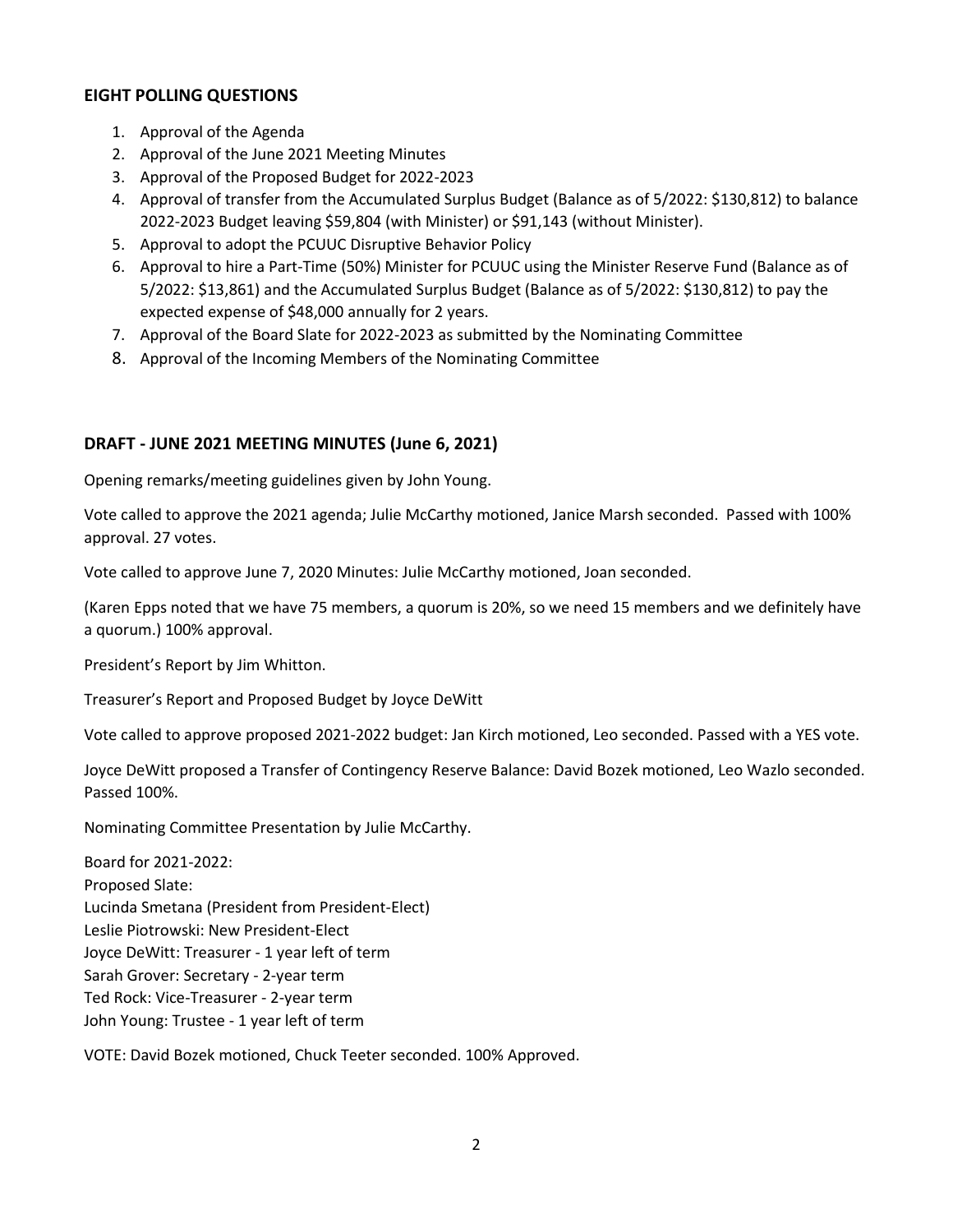## EIGHT POLLING QUESTIONS

1. Approval of the Agenda
2. Approval of the June 2021 Meeting Minutes
3. Approval of the Proposed Budget for 2022-2023
4. Approval of transfer from the Accumulated Surplus Budget (Balance as of 5/2022: $130,812) to balance 2022-2023 Budget leaving $59,804 (with Minister) or $91,143 (without Minister).
5. Approval to adopt the PCUUC Disruptive Behavior Policy
6. Approval to hire a Part-Time (50%) Minister for PCUUC using the Minister Reserve Fund (Balance as of 5/2022: $13,861) and the Accumulated Surplus Budget (Balance as of 5/2022: $130,812) to pay the expected expense of $48,000 annually for 2 years.
7. Approval of the Board Slate for 2022-2023 as submitted by the Nominating Committee
8. Approval of the Incoming Members of the Nominating Committee

## DRAFT - JUNE 2021 MEETING MINUTES (June 6, 2021)

Opening remarks/meeting guidelines given by John Young.

Vote called to approve the 2021 agenda; Julie McCarthy motioned, Janice Marsh seconded. Passed with 100% approval. 27 votes.

Vote called to approve June 7, 2020 Minutes: Julie McCarthy motioned, Joan seconded.

(Karen Epps noted that we have 75 members, a quorum is 20%, so we need 15 members and we definitely have a quorum.) 100% approval.

President's Report by Jim Whitton.

Treasurer's Report and Proposed Budget by Joyce DeWitt

Vote called to approve proposed 2021-2022 budget: Jan Kirch motioned, Leo seconded. Passed with a YES vote.

Joyce DeWitt proposed a Transfer of Contingency Reserve Balance: David Bozek motioned, Leo Wazlo seconded. Passed 100%.

Nominating Committee Presentation by Julie McCarthy.

Board for 2021-2022:
Proposed Slate:
Lucinda Smetana (President from President-Elect)
Leslie Piotrowski: New President-Elect
Joyce DeWitt: Treasurer - 1 year left of term
Sarah Grover: Secretary - 2-year term
Ted Rock: Vice-Treasurer - 2-year term
John Young: Trustee - 1 year left of term

VOTE: David Bozek motioned, Chuck Teeter seconded. 100% Approved.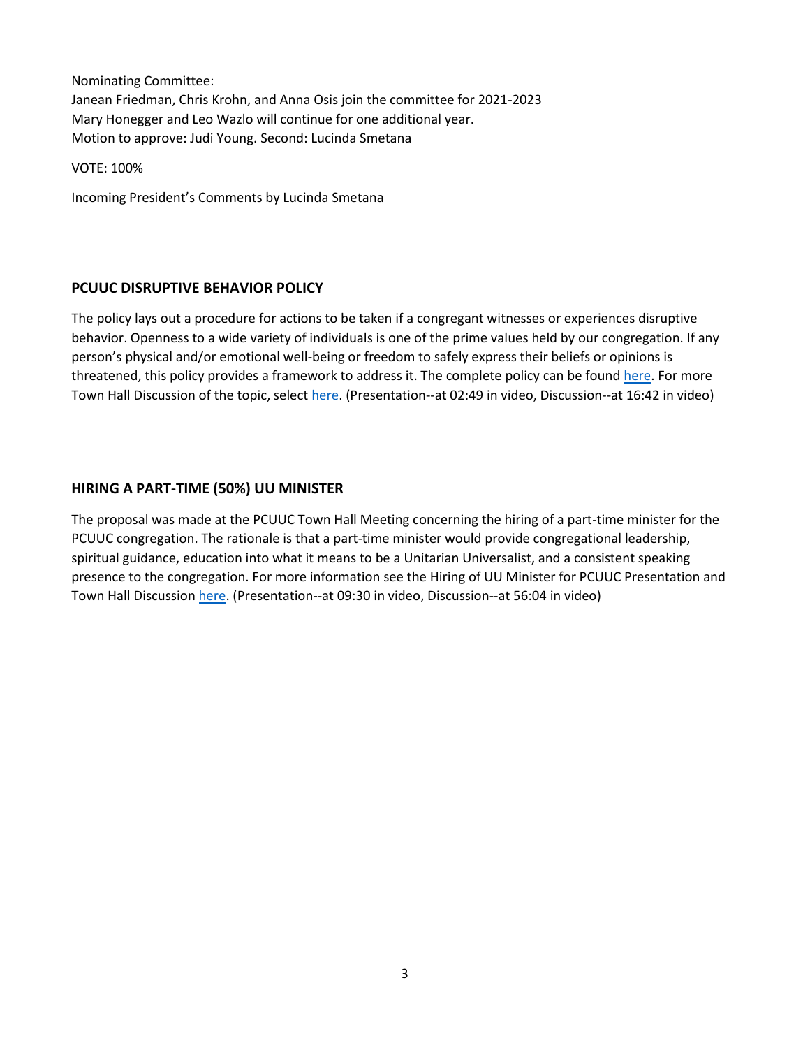Nominating Committee:
Janean Friedman, Chris Krohn, and Anna Osis join the committee for 2021-2023
Mary Honegger and Leo Wazlo will continue for one additional year.
Motion to approve: Judi Young. Second: Lucinda Smetana

VOTE: 100%

Incoming President's Comments by Lucinda Smetana

## PCUUC DISRUPTIVE BEHAVIOR POLICY

The policy lays out a procedure for actions to be taken if a congregant witnesses or experiences disruptive behavior. Openness to a wide variety of individuals is one of the prime values held by our congregation. If any person's physical and/or emotional well-being or freedom to safely express their beliefs or opinions is threatened, this policy provides a framework to address it. The complete policy can be found here. For more Town Hall Discussion of the topic, select here. (Presentation--at 02:49 in video, Discussion--at 16:42 in video)

## HIRING A PART-TIME (50%) UU MINISTER

The proposal was made at the PCUUC Town Hall Meeting concerning the hiring of a part-time minister for the PCUUC congregation. The rationale is that a part-time minister would provide congregational leadership, spiritual guidance, education into what it means to be a Unitarian Universalist, and a consistent speaking presence to the congregation. For more information see the Hiring of UU Minister for PCUUC Presentation and Town Hall Discussion here. (Presentation--at 09:30 in video, Discussion--at 56:04 in video)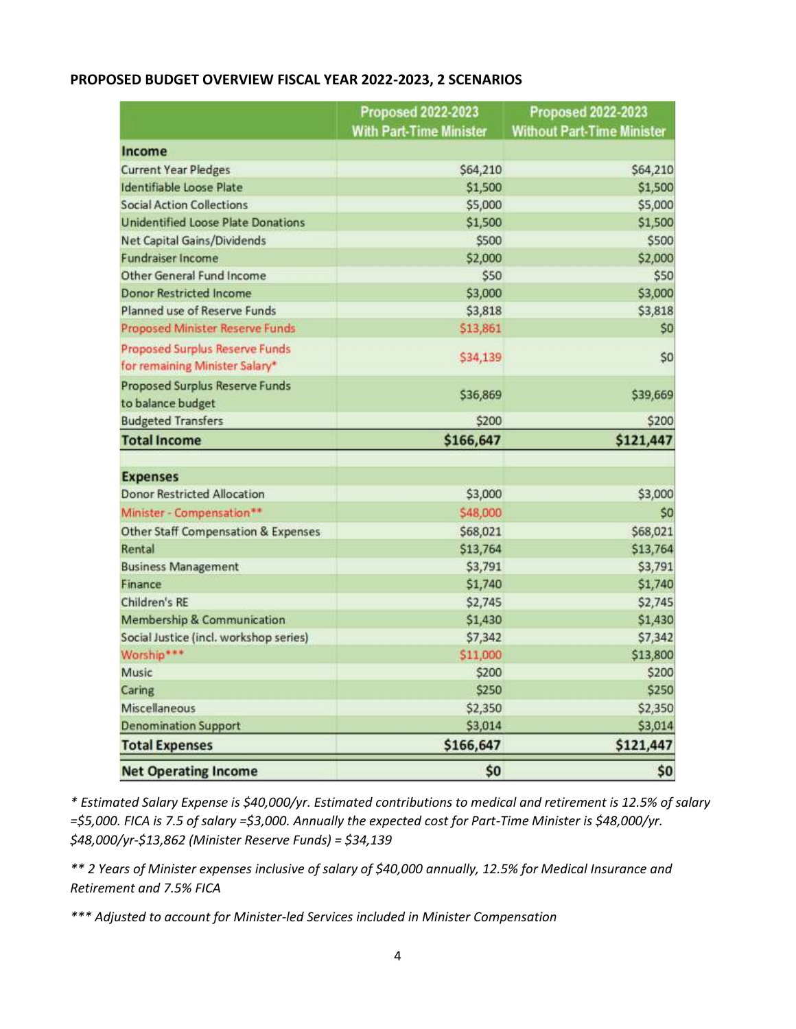**PROPOSED BUDGET OVERVIEW FISCAL YEAR 2022-2023, 2 SCENARIOS**

| | Proposed 2022-2023 With Part-Time Minister | Proposed 2022-2023 Without Part-Time Minister |
|---|---|---|
| **Income** | | |
| Current Year Pledges | $64,210 | $64,210 |
| Identifiable Loose Plate | $1,500 | $1,500 |
| Social Action Collections | $5,000 | $5,000 |
| Unidentified Loose Plate Donations | $1,500 | $1,500 |
| Net Capital Gains/Dividends | $500 | $500 |
| Fundraiser Income | $2,000 | $2,000 |
| Other General Fund Income | $50 | $50 |
| Donor Restricted Income | $3,000 | $3,000 |
| Planned use of Reserve Funds | $3,818 | $3,818 |
| Proposed Minister Reserve Funds | $13,861 | $0 |
| Proposed Surplus Reserve Funds for remaining Minister Salary* | $34,139 | $0 |
| Proposed Surplus Reserve Funds to balance budget | $36,869 | $39,669 |
| Budgeted Transfers | $200 | $200 |
| **Total Income** | **$166,647** | **$121,447** |
| | | |
| **Expenses** | | |
| Donor Restricted Allocation | $3,000 | $3,000 |
| Minister - Compensation** | $48,000 | $0 |
| Other Staff Compensation & Expenses | $68,021 | $68,021 |
| Rental | $13,764 | $13,764 |
| Business Management | $3,791 | $3,791 |
| Finance | $1,740 | $1,740 |
| Children's RE | $2,745 | $2,745 |
| Membership & Communication | $1,430 | $1,430 |
| Social Justice (incl. workshop series) | $7,342 | $7,342 |
| Worship*** | $11,000 | $13,800 |
| Music | $200 | $200 |
| Caring | $250 | $250 |
| Miscellaneous | $2,350 | $2,350 |
| Denomination Support | $3,014 | $3,014 |
| **Total Expenses** | **$166,647** | **$121,447** |
| **Net Operating Income** | **$0** | **$0** |

*\* Estimated Salary Expense is $40,000/yr. Estimated contributions to medical and retirement is 12.5% of salary =$5,000. FICA is 7.5 of salary =$3,000. Annually the expected cost for Part-Time Minister is $48,000/yr. $48,000/yr-$13,862 (Minister Reserve Funds) = $34,139*

*\*\* 2 Years of Minister expenses inclusive of salary of $40,000 annually, 12.5% for Medical Insurance and Retirement and 7.5% FICA*

*\*\*\* Adjusted to account for Minister-led Services included in Minister Compensation*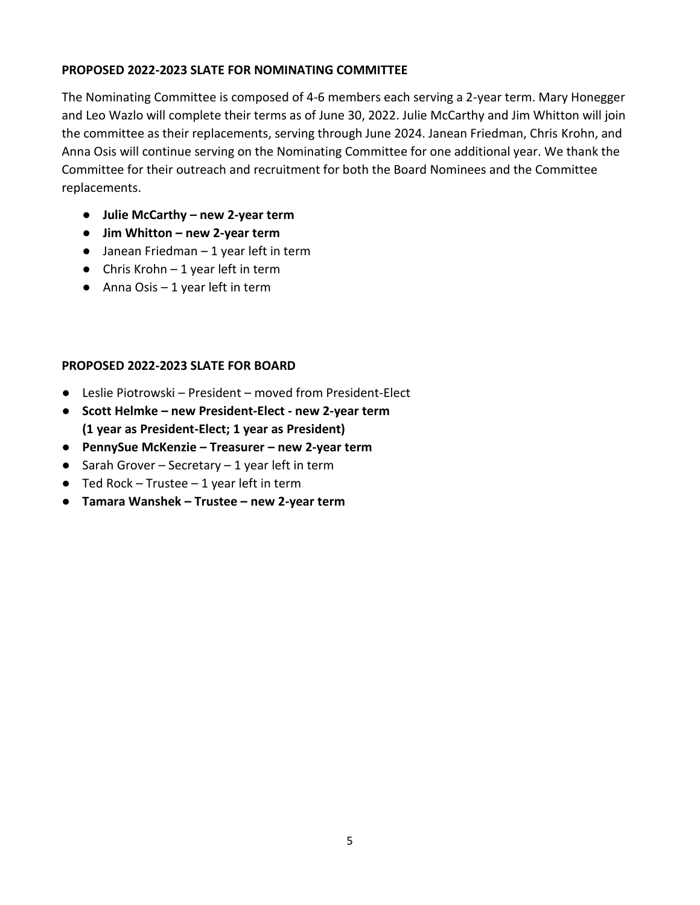**PROPOSED 2022-2023 SLATE FOR NOMINATING COMMITTEE**

The Nominating Committee is composed of 4-6 members each serving a 2-year term. Mary Honegger and Leo Wazlo will complete their terms as of June 30, 2022. Julie McCarthy and Jim Whitton will join the committee as their replacements, serving through June 2024. Janean Friedman, Chris Krohn, and Anna Osis will continue serving on the Nominating Committee for one additional year. We thank the Committee for their outreach and recruitment for both the Board Nominees and the Committee replacements.

- **Julie McCarthy – new 2-year term**
- **Jim Whitton – new 2-year term**
- Janean Friedman – 1 year left in term
- Chris Krohn – 1 year left in term
- Anna Osis – 1 year left in term

**PROPOSED 2022-2023 SLATE FOR BOARD**

- Leslie Piotrowski – President – moved from President-Elect
- **Scott Helmke – new President-Elect - new 2-year term (1 year as President-Elect; 1 year as President)**
- **PennySue McKenzie – Treasurer – new 2-year term**
- Sarah Grover – Secretary – 1 year left in term
- Ted Rock – Trustee – 1 year left in term
- **Tamara Wanshek – Trustee – new 2-year term**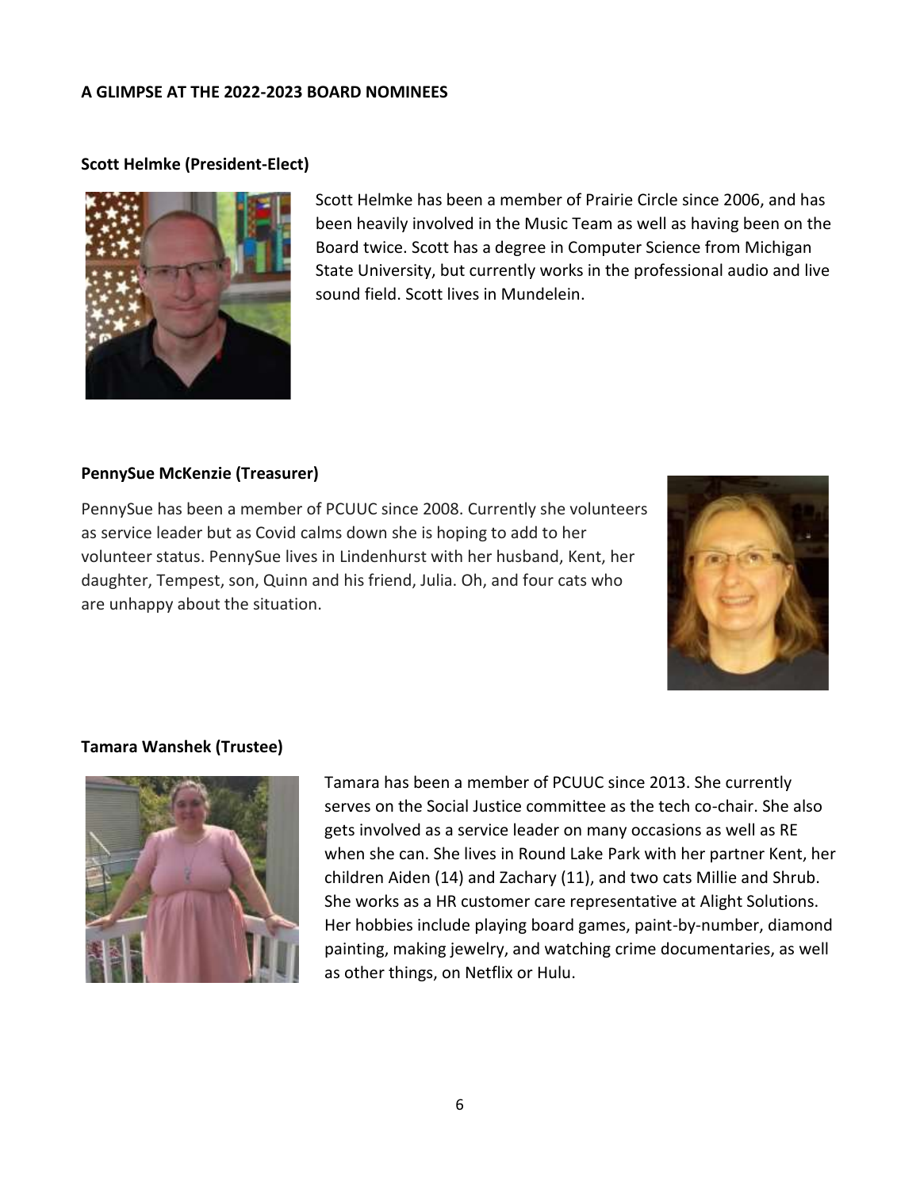**A GLIMPSE AT THE 2022-2023 BOARD NOMINEES**

**Scott Helmke (President-Elect)**

Scott Helmke has been a member of Prairie Circle since 2006, and has been heavily involved in the Music Team as well as having been on the Board twice. Scott has a degree in Computer Science from Michigan State University, but currently works in the professional audio and live sound field. Scott lives in Mundelein.

**PennySue McKenzie (Treasurer)**

PennySue has been a member of PCUUC since 2008. Currently she volunteers as service leader but as Covid calms down she is hoping to add to her volunteer status. PennySue lives in Lindenhurst with her husband, Kent, her daughter, Tempest, son, Quinn and his friend, Julia. Oh, and four cats who are unhappy about the situation.

**Tamara Wanshek (Trustee)**

Tamara has been a member of PCUUC since 2013. She currently serves on the Social Justice committee as the tech co-chair. She also gets involved as a service leader on many occasions as well as RE when she can. She lives in Round Lake Park with her partner Kent, her children Aiden (14) and Zachary (11), and two cats Millie and Shrub. She works as a HR customer care representative at Alight Solutions. Her hobbies include playing board games, paint-by-number, diamond painting, making jewelry, and watching crime documentaries, as well as other things, on Netflix or Hulu.